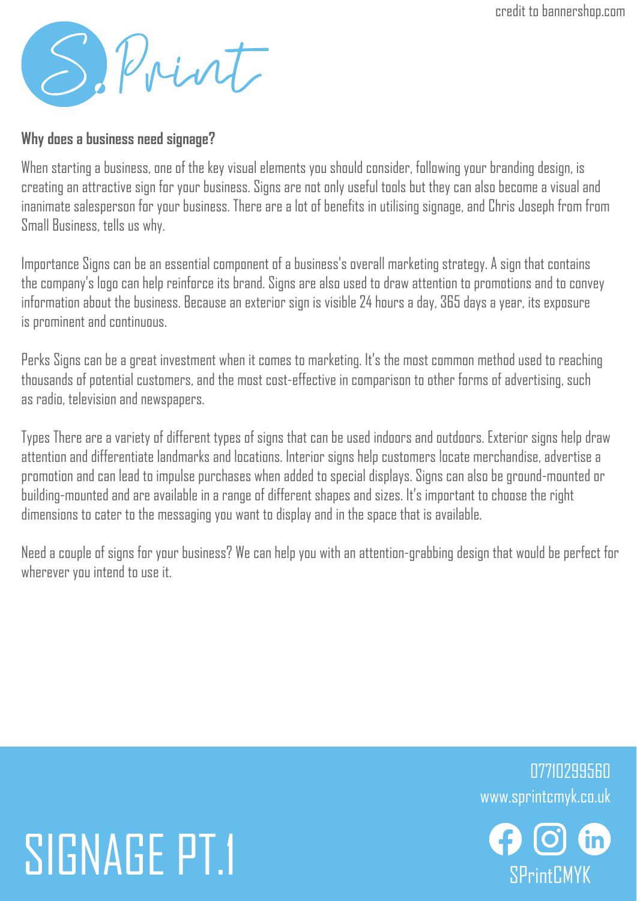credit to bannershop.com

S.Print

**Why does a business need signage?**

When starting a business, one of the key visual elements you should consider, following your branding design, is creating an attractive sign for your business. Signs are not only useful tools but they can also become a visual and inanimate salesperson for your business. There are a lot of benefits in utilising signage, and Chris Joseph from from Small Business, tells us why.

Importance Signs can be an essential component of a business's overall marketing strategy. A sign that contains the company's logo can help reinforce its brand. Signs are also used to draw attention to promotions and to convey information about the business. Because an exterior sign is visible 24 hours a day, 365 days a year, its exposure is prominent and continuous.

Perks Signs can be a great investment when it comes to marketing. It's the most common method used to reaching thousands of potential customers, and the most cost-effective in comparison to other forms of advertising, such as radio, television and newspapers.

Types There are a variety of different types of signs that can be used indoors and outdoors. Exterior signs help draw attention and differentiate landmarks and locations. Interior signs help customers locate merchandise, advertise a promotion and can lead to impulse purchases when added to special displays. Signs can also be ground-mounted or building-mounted and are available in a range of different shapes and sizes. It's important to choose the right dimensions to cater to the messaging you want to display and in the space that is available.

Need a couple of signs for your business? We can help you with an attention-grabbing design that would be perfect for wherever you intend to use it.

# SIGNAGE PT.1

07710299560
www.sprintcmyk.co.uk
SPrintCMYK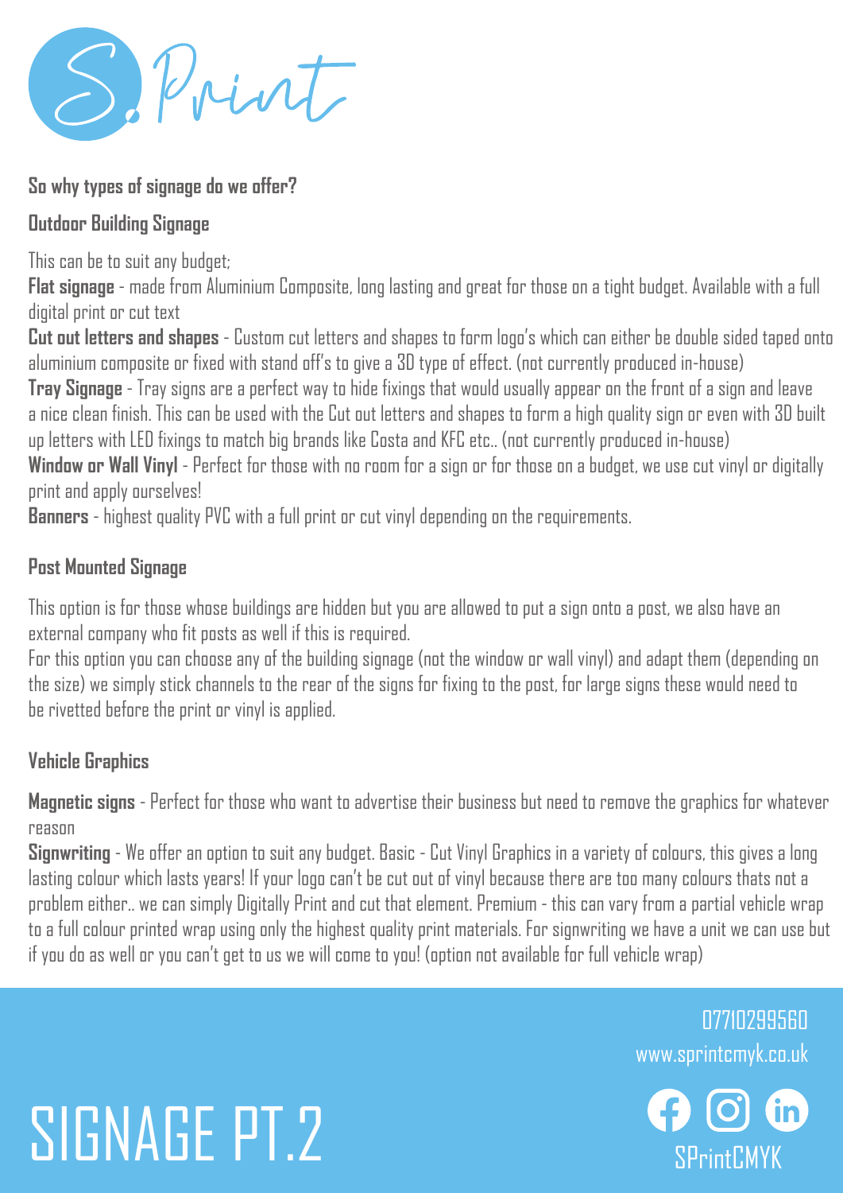S.Print

**So why types of signage do we offer?**

## Outdoor Building Signage

This can be to suit any budget;

**Flat signage** - made from Aluminium Composite, long lasting and great for those on a tight budget. Available with a full digital print or cut text

**Cut out letters and shapes** - Custom cut letters and shapes to form logo's which can either be double sided taped onto aluminium composite or fixed with stand off's to give a 3D type of effect. (not currently produced in-house)

**Tray Signage** - Tray signs are a perfect way to hide fixings that would usually appear on the front of a sign and leave a nice clean finish. This can be used with the Cut out letters and shapes to form a high quality sign or even with 3D built up letters with LED fixings to match big brands like Costa and KFC etc.. (not currently produced in-house)

**Window or Wall Vinyl** - Perfect for those with no room for a sign or for those on a budget, we use cut vinyl or digitally print and apply ourselves!

**Banners** - highest quality PVC with a full print or cut vinyl depending on the requirements.

## Post Mounted Signage

This option is for those whose buildings are hidden but you are allowed to put a sign onto a post, we also have an external company who fit posts as well if this is required.

For this option you can choose any of the building signage (not the window or wall vinyl) and adapt them (depending on the size) we simply stick channels to the rear of the signs for fixing to the post, for large signs these would need to be rivetted before the print or vinyl is applied.

## Vehicle Graphics

**Magnetic signs** - Perfect for those who want to advertise their business but need to remove the graphics for whatever reason

**Signwriting** - We offer an option to suit any budget. Basic - Cut Vinyl Graphics in a variety of colours, this gives a long lasting colour which lasts years! If your logo can't be cut out of vinyl because there are too many colours thats not a problem either.. we can simply Digitally Print and cut that element. Premium - this can vary from a partial vehicle wrap to a full colour printed wrap using only the highest quality print materials. For signwriting we have a unit we can use but if you do as well or you can't get to us we will come to you! (option not available for full vehicle wrap)

07710299560
www.sprintcmyk.co.uk

# SIGNAGE PT.2

SPrintCMYK